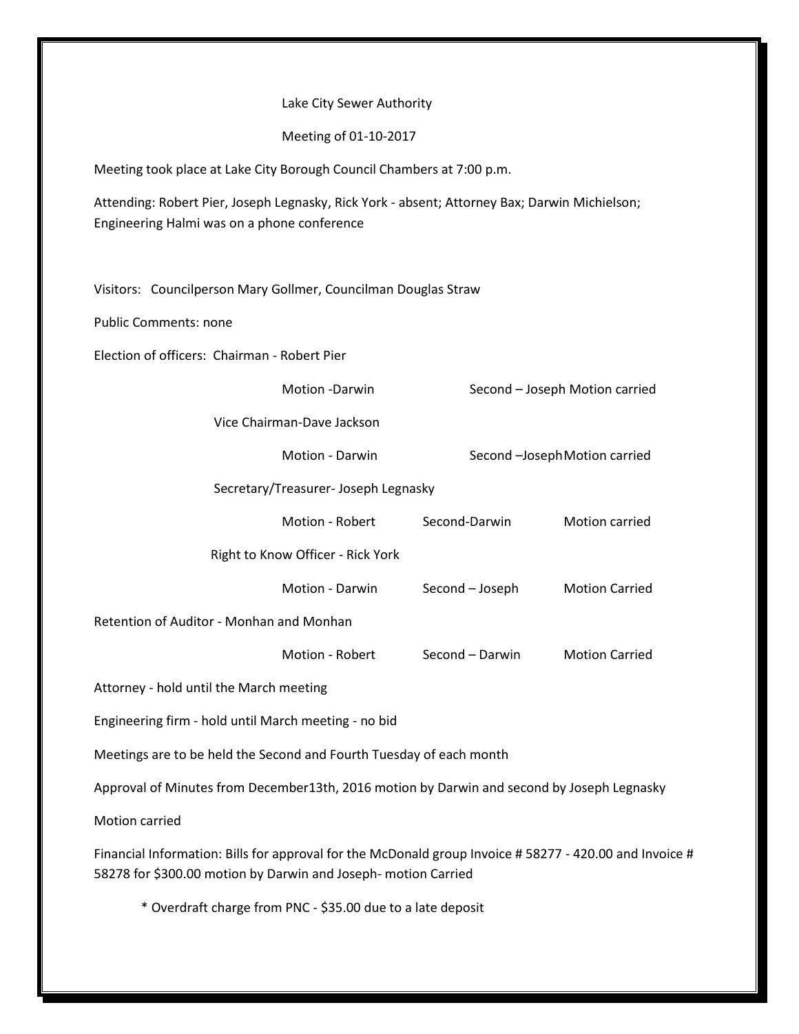Lake City Sewer Authority

Meeting of 01-10-2017

Meeting took place at Lake City Borough Council Chambers at 7:00 p.m.

Attending: Robert Pier, Joseph Legnasky, Rick York - absent; Attorney Bax; Darwin Michielson; Engineering Halmi was on a phone conference

Visitors: Councilperson Mary Gollmer, Councilman Douglas Straw

Public Comments: none

Election of officers: Chairman - Robert Pier

Motion -Darwin Second – Joseph Motion carried

Vice Chairman-Dave Jackson

Motion - Darwin Second –Joseph Motion carried

Secretary/Treasurer- Joseph Legnasky

Motion - Robert Second-Darwin Motion carried

Right to Know Officer - Rick York

Motion - Darwin Second – Joseph Motion Carried

Retention of Auditor - Monhan and Monhan

Motion - Robert Second – Darwin Motion Carried

Attorney - hold until the March meeting

Engineering firm - hold until March meeting - no bid

Meetings are to be held the Second and Fourth Tuesday of each month

Approval of Minutes from December13th, 2016 motion by Darwin and second by Joseph Legnasky

Motion carried

Financial Information: Bills for approval for the McDonald group Invoice # 58277 - 420.00 and Invoice # 58278 for $300.00 motion by Darwin and Joseph- motion Carried

* Overdraft charge from PNC - $35.00 due to a late deposit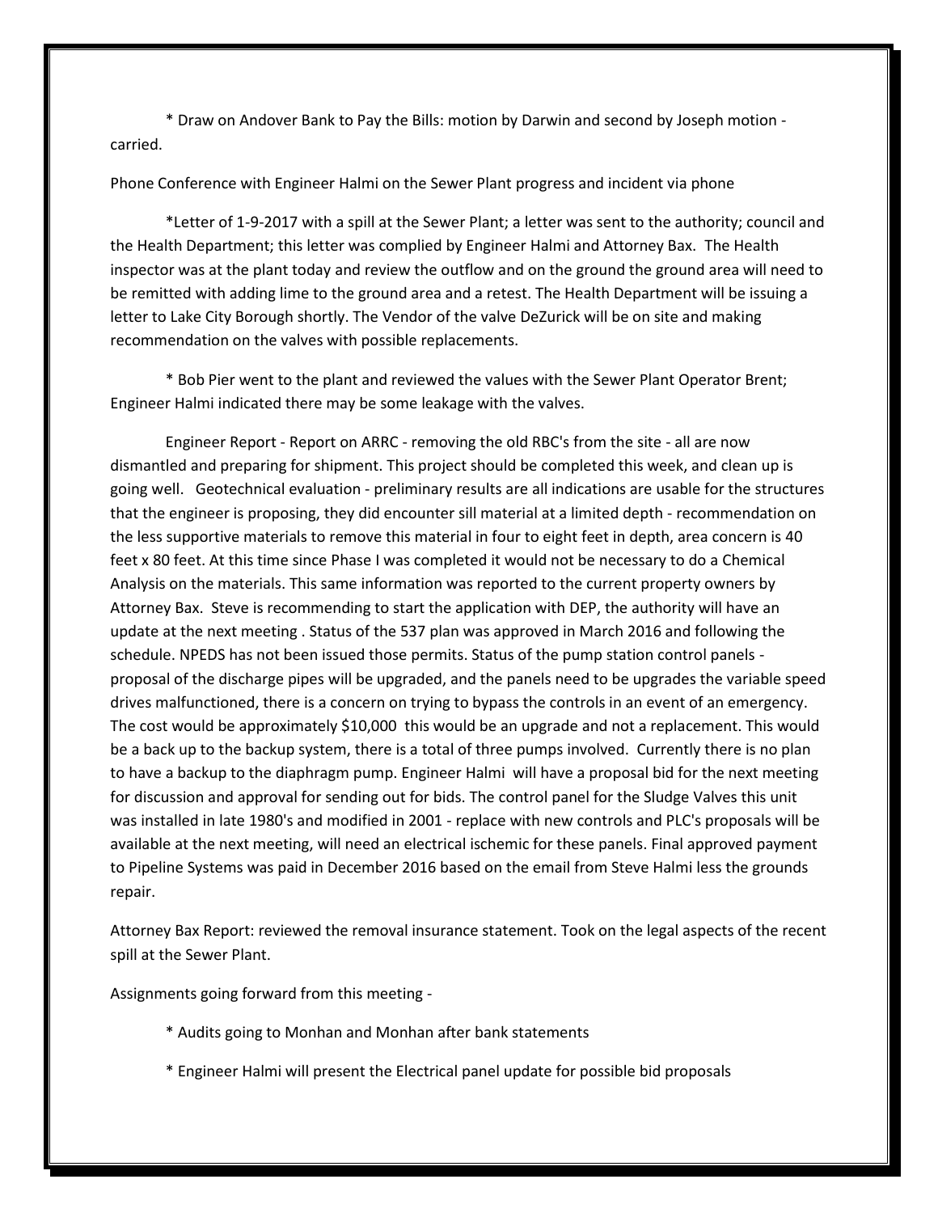* Draw on Andover Bank to Pay the Bills: motion by Darwin and second by Joseph motion - carried.

Phone Conference with Engineer Halmi on the Sewer Plant progress and incident via phone

*Letter of 1-9-2017 with a spill at the Sewer Plant; a letter was sent to the authority; council and the Health Department; this letter was complied by Engineer Halmi and Attorney Bax. The Health inspector was at the plant today and review the outflow and on the ground the ground area will need to be remitted with adding lime to the ground area and a retest. The Health Department will be issuing a letter to Lake City Borough shortly. The Vendor of the valve DeZurick will be on site and making recommendation on the valves with possible replacements.

* Bob Pier went to the plant and reviewed the values with the Sewer Plant Operator Brent; Engineer Halmi indicated there may be some leakage with the valves.

Engineer Report - Report on ARRC - removing the old RBC's from the site - all are now dismantled and preparing for shipment. This project should be completed this week, and clean up is going well. Geotechnical evaluation - preliminary results are all indications are usable for the structures that the engineer is proposing, they did encounter sill material at a limited depth - recommendation on the less supportive materials to remove this material in four to eight feet in depth, area concern is 40 feet x 80 feet. At this time since Phase I was completed it would not be necessary to do a Chemical Analysis on the materials. This same information was reported to the current property owners by Attorney Bax. Steve is recommending to start the application with DEP, the authority will have an update at the next meeting . Status of the 537 plan was approved in March 2016 and following the schedule. NPEDS has not been issued those permits. Status of the pump station control panels - proposal of the discharge pipes will be upgraded, and the panels need to be upgrades the variable speed drives malfunctioned, there is a concern on trying to bypass the controls in an event of an emergency. The cost would be approximately $10,000 this would be an upgrade and not a replacement. This would be a back up to the backup system, there is a total of three pumps involved. Currently there is no plan to have a backup to the diaphragm pump. Engineer Halmi will have a proposal bid for the next meeting for discussion and approval for sending out for bids. The control panel for the Sludge Valves this unit was installed in late 1980's and modified in 2001 - replace with new controls and PLC's proposals will be available at the next meeting, will need an electrical ischemic for these panels. Final approved payment to Pipeline Systems was paid in December 2016 based on the email from Steve Halmi less the grounds repair.

Attorney Bax Report: reviewed the removal insurance statement. Took on the legal aspects of the recent spill at the Sewer Plant.

Assignments going forward from this meeting -

* Audits going to Monhan and Monhan after bank statements

* Engineer Halmi will present the Electrical panel update for possible bid proposals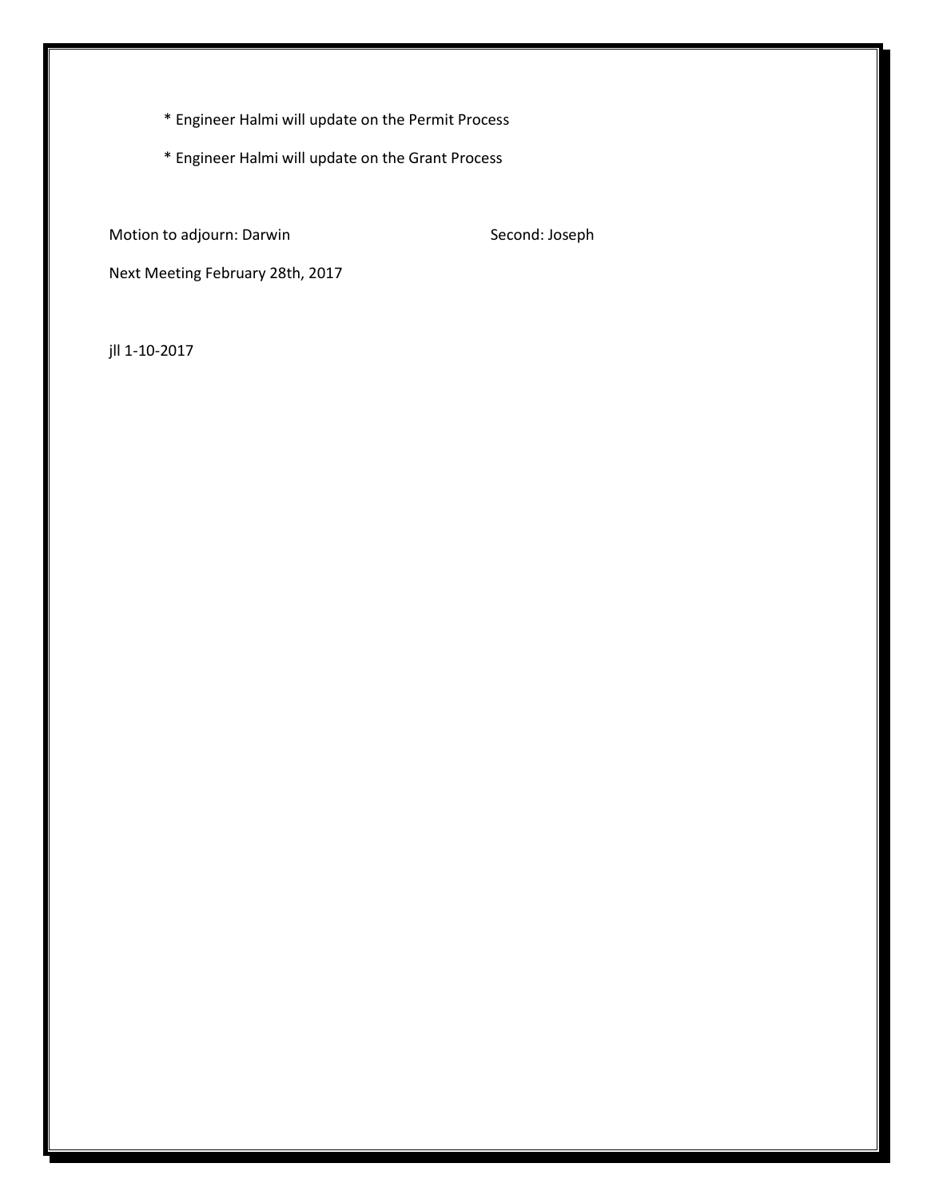* Engineer Halmi will update on the Permit Process

* Engineer Halmi will update on the Grant Process

Motion to adjourn: Darwin Second: Joseph

Next Meeting February 28th, 2017

jll 1-10-2017